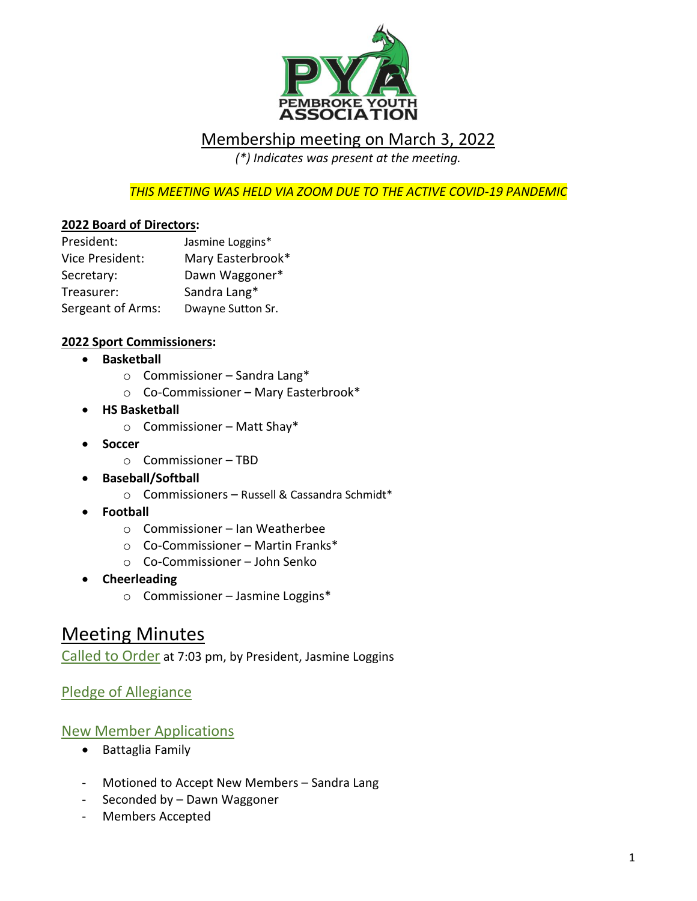# Membership meeting on March 3, 2022

*(\*) Indicates was present at the meeting.*

*THIS MEETING WAS HELD VIA ZOOM DUE TO THE ACTIVE COVID-19 PANDEMIC*

**2022 Board of Directors:**

| | |
|---|---|
| President: | Jasmine Loggins* |
| Vice President: | Mary Easterbrook* |
| Secretary: | Dawn Waggoner* |
| Treasurer: | Sandra Lang* |
| Sergeant of Arms: | Dwayne Sutton Sr. |

**2022 Sport Commissioners:**

- **Basketball**
  - Commissioner – Sandra Lang*
  - Co-Commissioner – Mary Easterbrook*
- **HS Basketball**
  - Commissioner – Matt Shay*
- **Soccer**
  - Commissioner – TBD
- **Baseball/Softball**
  - Commissioners – Russell & Cassandra Schmidt*
- **Football**
  - Commissioner – Ian Weatherbee
  - Co-Commissioner – Martin Franks*
  - Co-Commissioner – John Senko
- **Cheerleading**
  - Commissioner – Jasmine Loggins*

# Meeting Minutes

Called to Order at 7:03 pm, by President, Jasmine Loggins

## Pledge of Allegiance

## New Member Applications

- Battaglia Family

- Motioned to Accept New Members – Sandra Lang
- Seconded by – Dawn Waggoner
- Members Accepted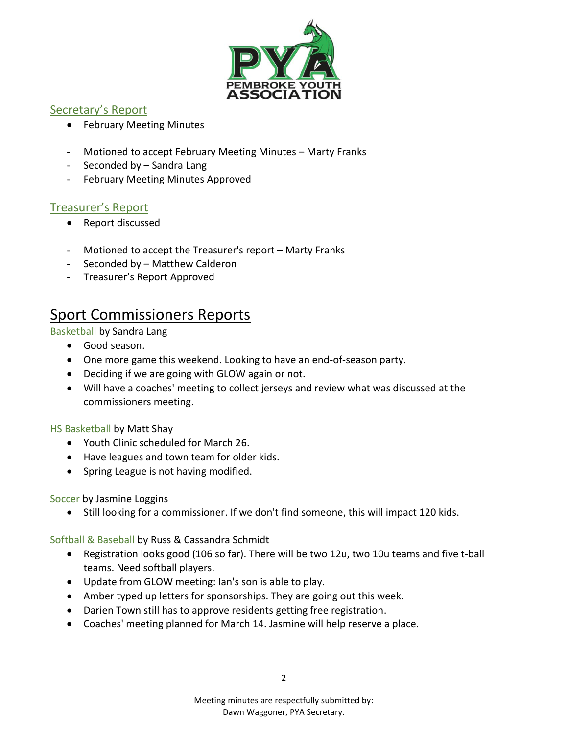## Secretary's Report

- February Meeting Minutes

- Motioned to accept February Meeting Minutes – Marty Franks
- Seconded by – Sandra Lang
- February Meeting Minutes Approved

## Treasurer's Report

- Report discussed

- Motioned to accept the Treasurer's report – Marty Franks
- Seconded by – Matthew Calderon
- Treasurer's Report Approved

# Sport Commissioners Reports

### Basketball by Sandra Lang

- Good season.
- One more game this weekend. Looking to have an end-of-season party.
- Deciding if we are going with GLOW again or not.
- Will have a coaches' meeting to collect jerseys and review what was discussed at the commissioners meeting.

### HS Basketball by Matt Shay

- Youth Clinic scheduled for March 26.
- Have leagues and town team for older kids.
- Spring League is not having modified.

### Soccer by Jasmine Loggins

- Still looking for a commissioner. If we don't find someone, this will impact 120 kids.

### Softball & Baseball by Russ & Cassandra Schmidt

- Registration looks good (106 so far). There will be two 12u, two 10u teams and five t-ball teams. Need softball players.
- Update from GLOW meeting: Ian's son is able to play.
- Amber typed up letters for sponsorships. They are going out this week.
- Darien Town still has to approve residents getting free registration.
- Coaches' meeting planned for March 14. Jasmine will help reserve a place.

Meeting minutes are respectfully submitted by:
Dawn Waggoner, PYA Secretary.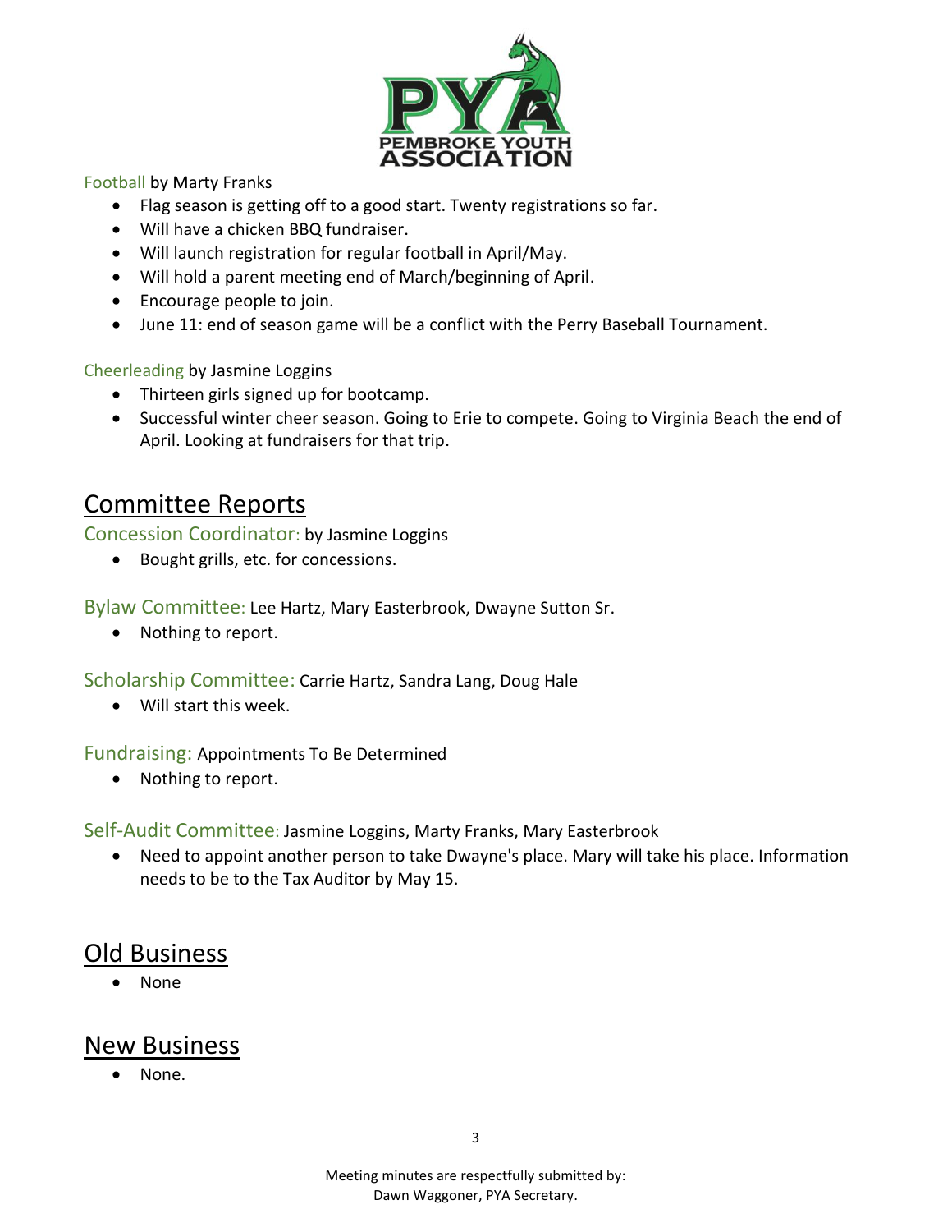Football by Marty Franks

- Flag season is getting off to a good start. Twenty registrations so far.
- Will have a chicken BBQ fundraiser.
- Will launch registration for regular football in April/May.
- Will hold a parent meeting end of March/beginning of April.
- Encourage people to join.
- June 11: end of season game will be a conflict with the Perry Baseball Tournament.

Cheerleading by Jasmine Loggins

- Thirteen girls signed up for bootcamp.
- Successful winter cheer season. Going to Erie to compete. Going to Virginia Beach the end of April. Looking at fundraisers for that trip.

## Committee Reports

### Concession Coordinator: by Jasmine Loggins

- Bought grills, etc. for concessions.

### Bylaw Committee: Lee Hartz, Mary Easterbrook, Dwayne Sutton Sr.

- Nothing to report.

### Scholarship Committee: Carrie Hartz, Sandra Lang, Doug Hale

- Will start this week.

### Fundraising: Appointments To Be Determined

- Nothing to report.

### Self-Audit Committee: Jasmine Loggins, Marty Franks, Mary Easterbrook

- Need to appoint another person to take Dwayne's place. Mary will take his place. Information needs to be to the Tax Auditor by May 15.

## Old Business

- None

## New Business

- None.

Meeting minutes are respectfully submitted by:
Dawn Waggoner, PYA Secretary.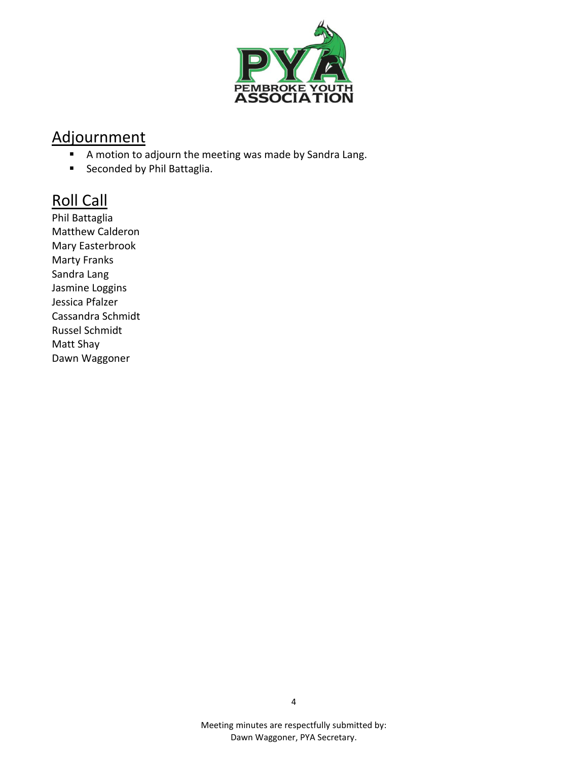## Adjournment

- A motion to adjourn the meeting was made by Sandra Lang.
- Seconded by Phil Battaglia.

## Roll Call

Phil Battaglia
Matthew Calderon
Mary Easterbrook
Marty Franks
Sandra Lang
Jasmine Loggins
Jessica Pfalzer
Cassandra Schmidt
Russel Schmidt
Matt Shay
Dawn Waggoner